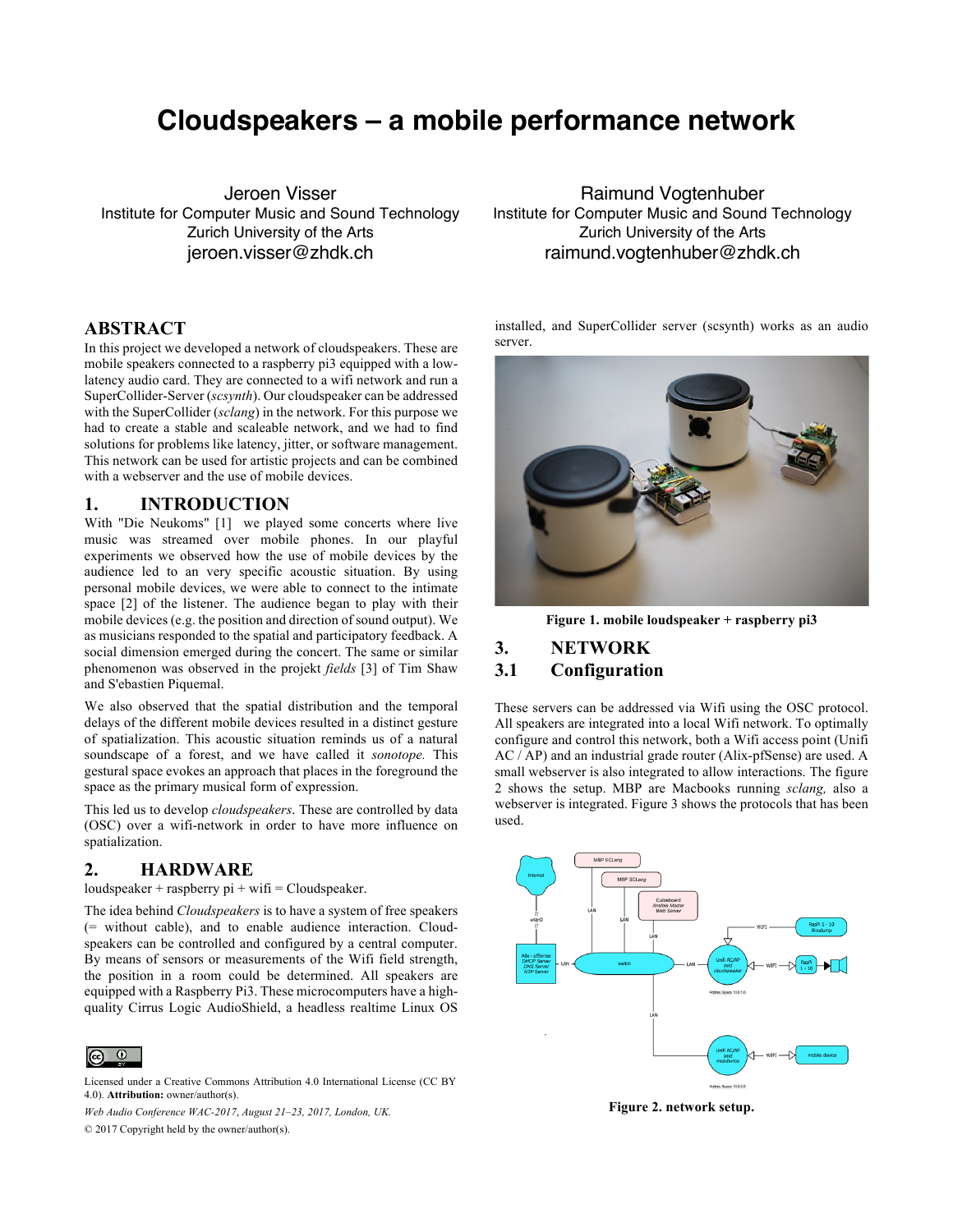# Cloudspeakers – a mobile performance network

Jeroen Visser
Institute for Computer Music and Sound Technology
Zurich University of the Arts
jeroen.visser@zhdk.ch

Raimund Vogtenhuber
Institute for Computer Music and Sound Technology
Zurich University of the Arts
raimund.vogtenhuber@zhdk.ch

## ABSTRACT

In this project we developed a network of cloudspeakers. These are mobile speakers connected to a raspberry pi3 equipped with a low-latency audio card. They are connected to a wifi network and run a SuperCollider-Server (*scsynth*). Our cloudspeaker can be addressed with the SuperCollider (*sclang*) in the network. For this purpose we had to create a stable and scaleable network, and we had to find solutions for problems like latency, jitter, or software management. This network can be used for artistic projects and can be combined with a webserver and the use of mobile devices.

## 1. INTRODUCTION

With "Die Neukoms" [1] we played some concerts where live music was streamed over mobile phones. In our playful experiments we observed how the use of mobile devices by the audience led to an very specific acoustic situation. By using personal mobile devices, we were able to connect to the intimate space [2] of the listener. The audience began to play with their mobile devices (e.g. the position and direction of sound output). We as musicians responded to the spatial and participatory feedback. A social dimension emerged during the concert. The same or similar phenomenon was observed in the projekt *fields* [3] of Tim Shaw and S'ebastien Piquemal.

We also observed that the spatial distribution and the temporal delays of the different mobile devices resulted in a distinct gesture of spatialization. This acoustic situation reminds us of a natural soundscape of a forest, and we have called it *sonotope.* This gestural space evokes an approach that places in the foreground the space as the primary musical form of expression.

This led us to develop *cloudspeakers*. These are controlled by data (OSC) over a wifi-network in order to have more influence on spatialization.

## 2. HARDWARE

loudspeaker + raspberry pi + wifi = Cloudspeaker.

The idea behind *Cloudspeakers* is to have a system of free speakers (= without cable), and to enable audience interaction. Cloudspeakers can be controlled and configured by a central computer. By means of sensors or measurements of the Wifi field strength, the position in a room could be determined. All speakers are equipped with a Raspberry Pi3. These microcomputers have a high-quality Cirrus Logic AudioShield, a headless realtime Linux OS installed, and SuperCollider server (scsynth) works as an audio server.

**Figure 1. mobile loudspeaker + raspberry pi3**

## 3. NETWORK

### 3.1 Configuration

These servers can be addressed via Wifi using the OSC protocol. All speakers are integrated into a local Wifi network. To optimally configure and control this network, both a Wifi access point (Unifi AC / AP) and an industrial grade router (Alix-pfSense) are used. A small webserver is also integrated to allow interactions. The figure 2 shows the setup. MBP are Macbooks running *sclang,* also a webserver is integrated. Figure 3 shows the protocols that has been used.

**Figure 2. network setup.**

Licensed under a Creative Commons Attribution 4.0 International License (CC BY 4.0). **Attribution:** owner/author(s).

*Web Audio Conference WAC-2017, August 21–23, 2017, London, UK.*

© 2017 Copyright held by the owner/author(s).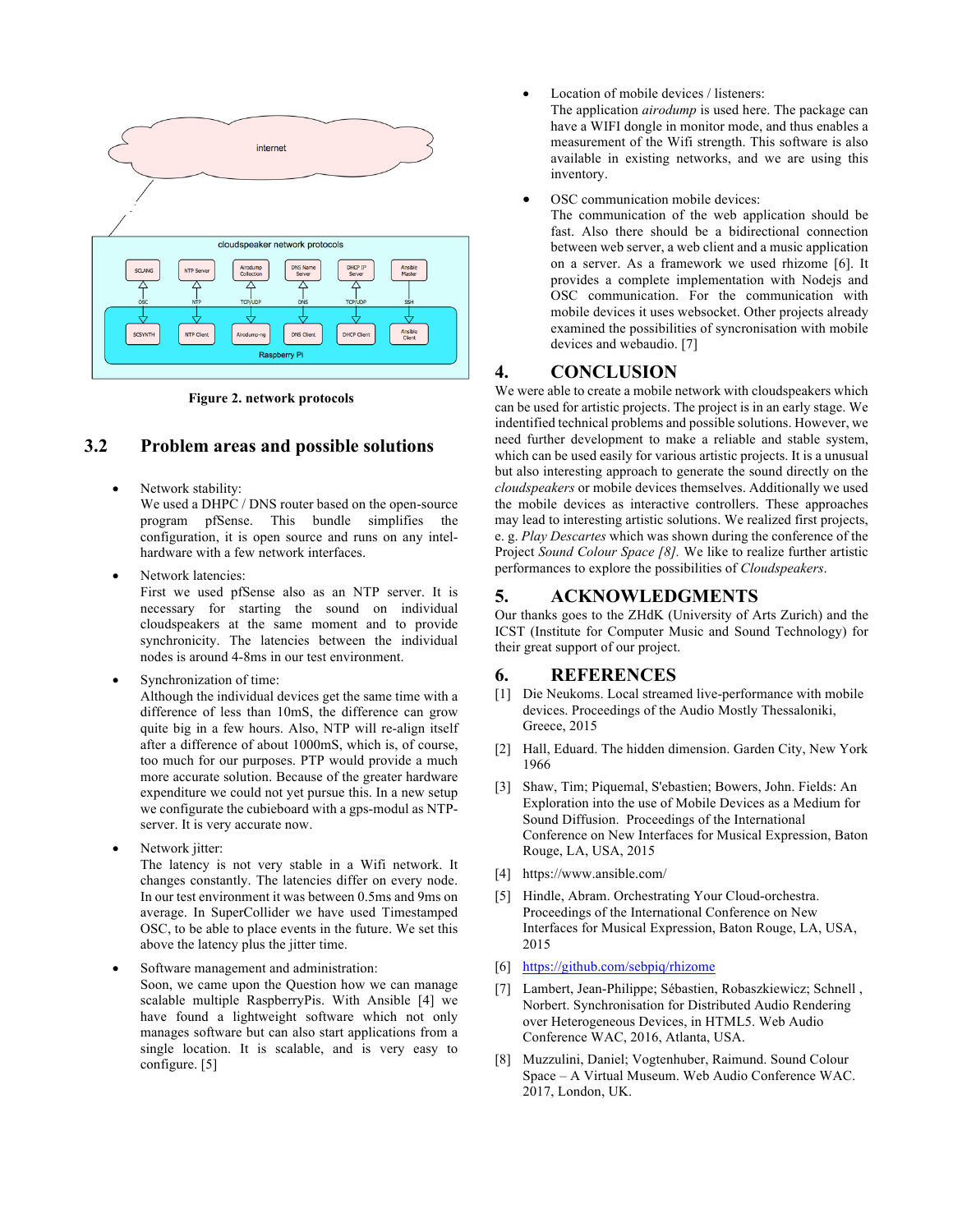internet

cloudspeaker network protocols

SCLANG

NTP Server

Airodump Collection

DNS Name Server

DHCP IP Server

Ansible Master

OSC

NTP

TCP/UDP

DNS

TCP/UDP

SSH

SCSYNTH

NTP Client

Airodump-ng

DNS Client

DHCP Client

Ansible Client

Raspberry Pi

**Figure 2. network protocols**

## 3.2 Problem areas and possible solutions

- Network stability:
  We used a DHPC / DNS router based on the open-source program pfSense. This bundle simplifies the configuration, it is open source and runs on any intel-hardware with a few network interfaces.

- Network latencies:
  First we used pfSense also as an NTP server. It is necessary for starting the sound on individual cloudspeakers at the same moment and to provide synchronicity. The latencies between the individual nodes is around 4-8ms in our test environment.

- Synchronization of time:
  Although the individual devices get the same time with a difference of less than 10mS, the difference can grow quite big in a few hours. Also, NTP will re-align itself after a difference of about 1000mS, which is, of course, too much for our purposes. PTP would provide a much more accurate solution. Because of the greater hardware expenditure we could not yet pursue this. In a new setup we configurate the cubieboard with a gps-modul as NTP-server. It is very accurate now.

- Network jitter:
  The latency is not very stable in a Wifi network. It changes constantly. The latencies differ on every node. In our test environment it was between 0.5ms and 9ms on average. In SuperCollider we have used Timestamped OSC, to be able to place events in the future. We set this above the latency plus the jitter time.

- Software management and administration:
  Soon, we came upon the Question how we can manage scalable multiple RaspberryPis. With Ansible [4] we have found a lightweight software which not only manages software but can also start applications from a single location. It is scalable, and is very easy to configure. [5]

- Location of mobile devices / listeners:
  The application *airodump* is used here. The package can have a WIFI dongle in monitor mode, and thus enables a measurement of the Wifi strength. This software is also available in existing networks, and we are using this inventory.

- OSC communication mobile devices:
  The communication of the web application should be fast. Also there should be a bidirectional connection between web server, a web client and a music application on a server. As a framework we used rhizome [6]. It provides a complete implementation with Nodejs and OSC communication. For the communication with mobile devices it uses websocket. Other projects already examined the possibilities of syncronisation with mobile devices and webaudio. [7]

# 4. CONCLUSION

We were able to create a mobile network with cloudspeakers which can be used for artistic projects. The project is in an early stage. We indentified technical problems and possible solutions. However, we need further development to make a reliable and stable system, which can be used easily for various artistic projects. It is a unusual but also interesting approach to generate the sound directly on the *cloudspeakers* or mobile devices themselves. Additionally we used the mobile devices as interactive controllers. These approaches may lead to interesting artistic solutions. We realized first projects, e. g. *Play Descartes* which was shown during the conference of the Project *Sound Colour Space [8].* We like to realize further artistic performances to explore the possibilities of *Cloudspeakers*.

# 5. ACKNOWLEDGMENTS

Our thanks goes to the ZHdK (University of Arts Zurich) and the ICST (Institute for Computer Music and Sound Technology) for their great support of our project.

# 6. REFERENCES

[1] Die Neukoms. Local streamed live-performance with mobile devices. Proceedings of the Audio Mostly Thessaloniki, Greece, 2015

[2] Hall, Eduard. The hidden dimension. Garden City, New York 1966

[3] Shaw, Tim; Piquemal, S'ebastien; Bowers, John. Fields: An Exploration into the use of Mobile Devices as a Medium for Sound Diffusion. Proceedings of the International Conference on New Interfaces for Musical Expression, Baton Rouge, LA, USA, 2015

[4] https://www.ansible.com/

[5] Hindle, Abram. Orchestrating Your Cloud-orchestra. Proceedings of the International Conference on New Interfaces for Musical Expression, Baton Rouge, LA, USA, 2015

[6] https://github.com/sebpiq/rhizome

[7] Lambert, Jean-Philippe; Sébastien, Robaszkiewicz; Schnell , Norbert. Synchronisation for Distributed Audio Rendering over Heterogeneous Devices, in HTML5. Web Audio Conference WAC, 2016, Atlanta, USA.

[8] Muzzulini, Daniel; Vogtenhuber, Raimund. Sound Colour Space – A Virtual Museum. Web Audio Conference WAC. 2017, London, UK.